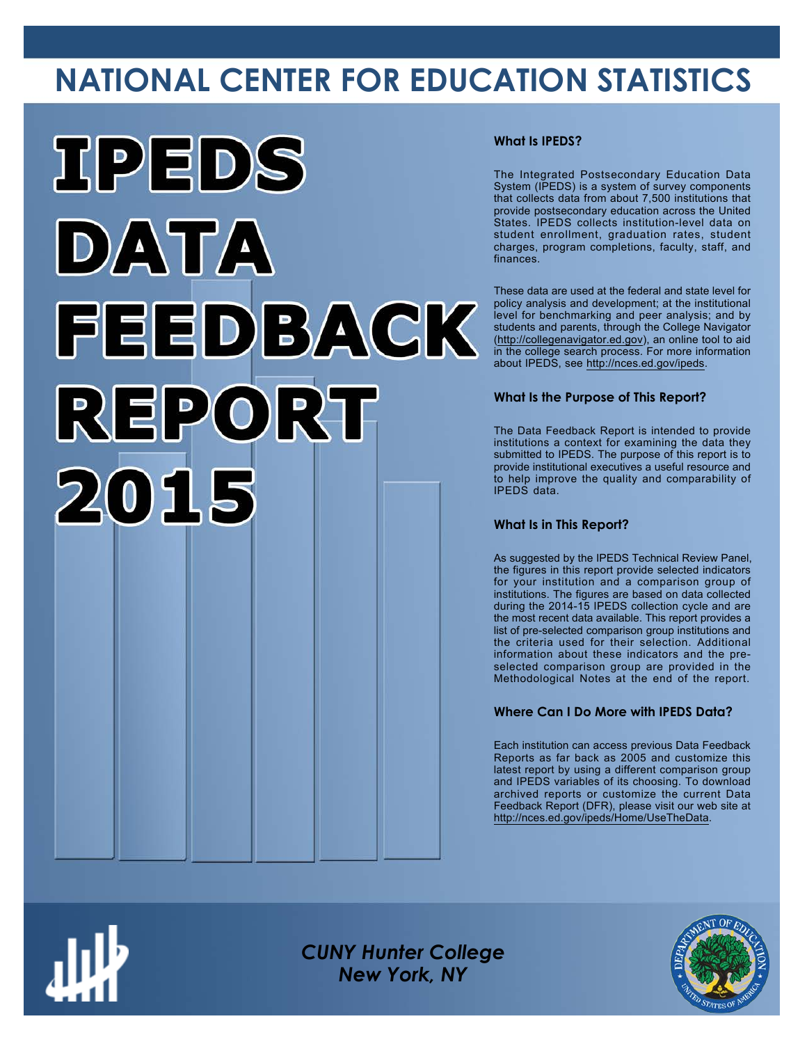# NATIONAL CENTER FOR EDUCATION STATISTICS

# IPEDS DATA FEEDBACK REPORT 2015

### What Is IPEDS?

The Integrated Postsecondary Education Data System (IPEDS) is a system of survey components that collects data from about 7,500 institutions that provide postsecondary education across the United States. IPEDS collects institution-level data on student enrollment, graduation rates, student charges, program completions, faculty, staff, and finances.

These data are used at the federal and state level for policy analysis and development; at the institutional level for benchmarking and peer analysis; and by students and parents, through the College Navigator (http://collegenavigator.ed.gov), an online tool to aid in the college search process. For more information about IPEDS, see http://nces.ed.gov/ipeds.

### What Is the Purpose of This Report?

The Data Feedback Report is intended to provide institutions a context for examining the data they submitted to IPEDS. The purpose of this report is to provide institutional executives a useful resource and to help improve the quality and comparability of IPEDS data.

### What Is in This Report?

As suggested by the IPEDS Technical Review Panel, the figures in this report provide selected indicators for your institution and a comparison group of institutions. The figures are based on data collected during the 2014-15 IPEDS collection cycle and are the most recent data available. This report provides a list of pre-selected comparison group institutions and the criteria used for their selection. Additional information about these indicators and the pre-selected comparison group are provided in the Methodological Notes at the end of the report.

### Where Can I Do More with IPEDS Data?

Each institution can access previous Data Feedback Reports as far back as 2005 and customize this latest report by using a different comparison group and IPEDS variables of its choosing. To download archived reports or customize the current Data Feedback Report (DFR), please visit our web site at http://nces.ed.gov/ipeds/Home/UseTheData.

*CUNY Hunter College*
*New York, NY*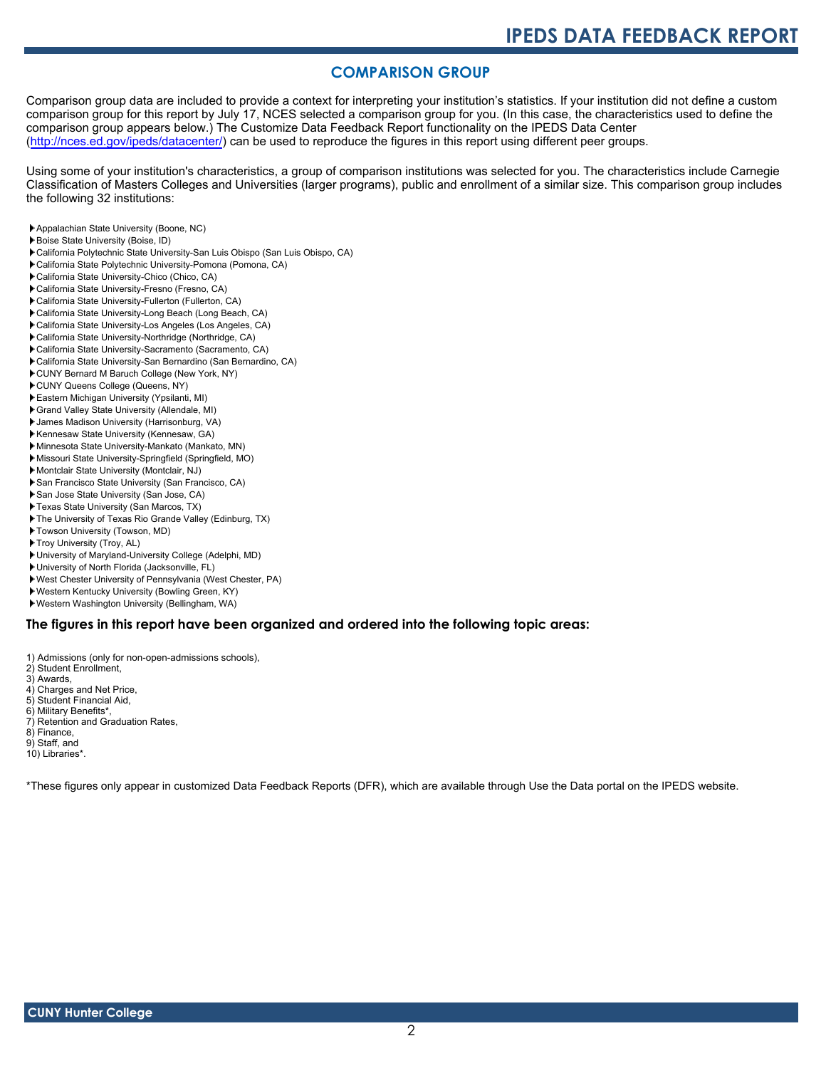## COMPARISON GROUP

Comparison group data are included to provide a context for interpreting your institution's statistics. If your institution did not define a custom comparison group for this report by July 17, NCES selected a comparison group for you. (In this case, the characteristics used to define the comparison group appears below.) The Customize Data Feedback Report functionality on the IPEDS Data Center (http://nces.ed.gov/ipeds/datacenter/) can be used to reproduce the figures in this report using different peer groups.

Using some of your institution's characteristics, a group of comparison institutions was selected for you. The characteristics include Carnegie Classification of Masters Colleges and Universities (larger programs), public and enrollment of a similar size. This comparison group includes the following 32 institutions:

- Appalachian State University (Boone, NC)
- Boise State University (Boise, ID)
- California Polytechnic State University-San Luis Obispo (San Luis Obispo, CA)
- California State Polytechnic University-Pomona (Pomona, CA)
- California State University-Chico (Chico, CA)
- California State University-Fresno (Fresno, CA)
- California State University-Fullerton (Fullerton, CA)
- California State University-Long Beach (Long Beach, CA)
- California State University-Los Angeles (Los Angeles, CA)
- California State University-Northridge (Northridge, CA)
- California State University-Sacramento (Sacramento, CA)
- California State University-San Bernardino (San Bernardino, CA)
- CUNY Bernard M Baruch College (New York, NY)
- CUNY Queens College (Queens, NY)
- Eastern Michigan University (Ypsilanti, MI)
- Grand Valley State University (Allendale, MI)
- James Madison University (Harrisonburg, VA)
- Kennesaw State University (Kennesaw, GA)
- Minnesota State University-Mankato (Mankato, MN)
- Missouri State University-Springfield (Springfield, MO)
- Montclair State University (Montclair, NJ)
- San Francisco State University (San Francisco, CA)
- San Jose State University (San Jose, CA)
- Texas State University (San Marcos, TX)
- The University of Texas Rio Grande Valley (Edinburg, TX)
- Towson University (Towson, MD)
- Troy University (Troy, AL)
- University of Maryland-University College (Adelphi, MD)
- University of North Florida (Jacksonville, FL)
- West Chester University of Pennsylvania (West Chester, PA)
- Western Kentucky University (Bowling Green, KY)
- Western Washington University (Bellingham, WA)

### The figures in this report have been organized and ordered into the following topic areas:

1) Admissions (only for non-open-admissions schools),
2) Student Enrollment,
3) Awards,
4) Charges and Net Price,
5) Student Financial Aid,
6) Military Benefits*,
7) Retention and Graduation Rates,
8) Finance,
9) Staff, and
10) Libraries*.

*These figures only appear in customized Data Feedback Reports (DFR), which are available through Use the Data portal on the IPEDS website.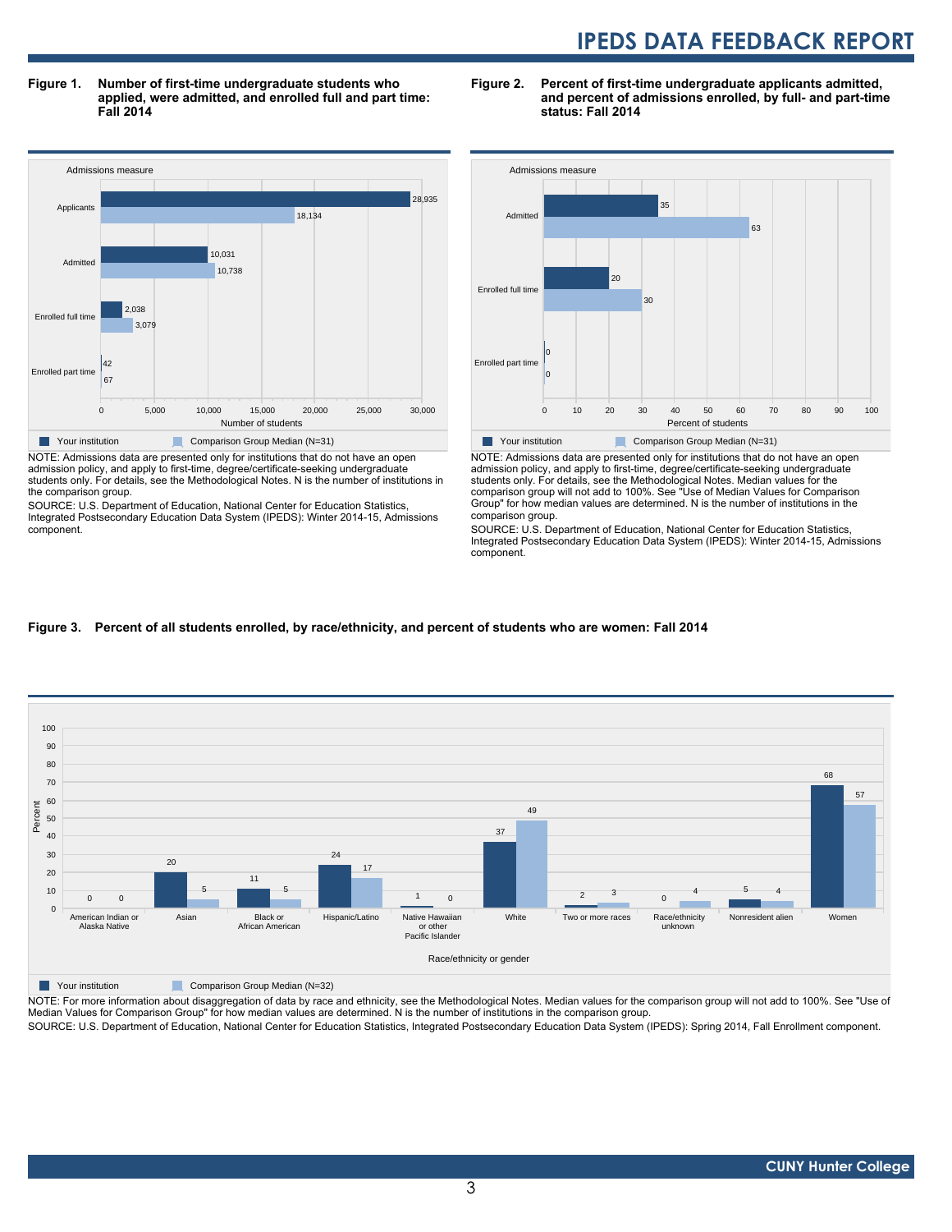**Figure 1. Number of first-time undergraduate students who applied, were admitted, and enrolled full and part time: Fall 2014**

| Admissions measure | Your institution | Comparison Group Median (N=31) |
|---|---|---|
| Applicants | 28,935 | 18,134 |
| Admitted | 10,031 | 10,738 |
| Enrolled full time | 2,038 | 3,079 |
| Enrolled part time | 42 | 67 |

Number of students

NOTE: Admissions data are presented only for institutions that do not have an open admission policy, and apply to first-time, degree/certificate-seeking undergraduate students only. For details, see the Methodological Notes. N is the number of institutions in the comparison group.

SOURCE: U.S. Department of Education, National Center for Education Statistics, Integrated Postsecondary Education Data System (IPEDS): Winter 2014-15, Admissions component.

**Figure 2. Percent of first-time undergraduate applicants admitted, and percent of admissions enrolled, by full- and part-time status: Fall 2014**

| Admissions measure | Your institution | Comparison Group Median (N=31) |
|---|---|---|
| Admitted | 35 | 63 |
| Enrolled full time | 20 | 30 |
| Enrolled part time | 0 | 0 |

Percent of students

NOTE: Admissions data are presented only for institutions that do not have an open admission policy, and apply to first-time, degree/certificate-seeking undergraduate students only. For details, see the Methodological Notes. Median values for the comparison group will not add to 100%. See "Use of Median Values for Comparison Group" for how median values are determined. N is the number of institutions in the comparison group.

SOURCE: U.S. Department of Education, National Center for Education Statistics, Integrated Postsecondary Education Data System (IPEDS): Winter 2014-15, Admissions component.

**Figure 3. Percent of all students enrolled, by race/ethnicity, and percent of students who are women: Fall 2014**

| Race/ethnicity or gender | Your institution | Comparison Group Median (N=32) |
|---|---|---|
| American Indian or Alaska Native | 0 | 0 |
| Asian | 20 | 5 |
| Black or African American | 11 | 5 |
| Hispanic/Latino | 24 | 17 |
| Native Hawaiian or other Pacific Islander | 1 | 0 |
| White | 37 | 49 |
| Two or more races | 2 | 3 |
| Race/ethnicity unknown | 0 | 4 |
| Nonresident alien | 5 | 4 |
| Women | 68 | 57 |

NOTE: For more information about disaggregation of data by race and ethnicity, see the Methodological Notes. Median values for the comparison group will not add to 100%. See "Use of Median Values for Comparison Group" for how median values are determined. N is the number of institutions in the comparison group.

SOURCE: U.S. Department of Education, National Center for Education Statistics, Integrated Postsecondary Education Data System (IPEDS): Spring 2014, Fall Enrollment component.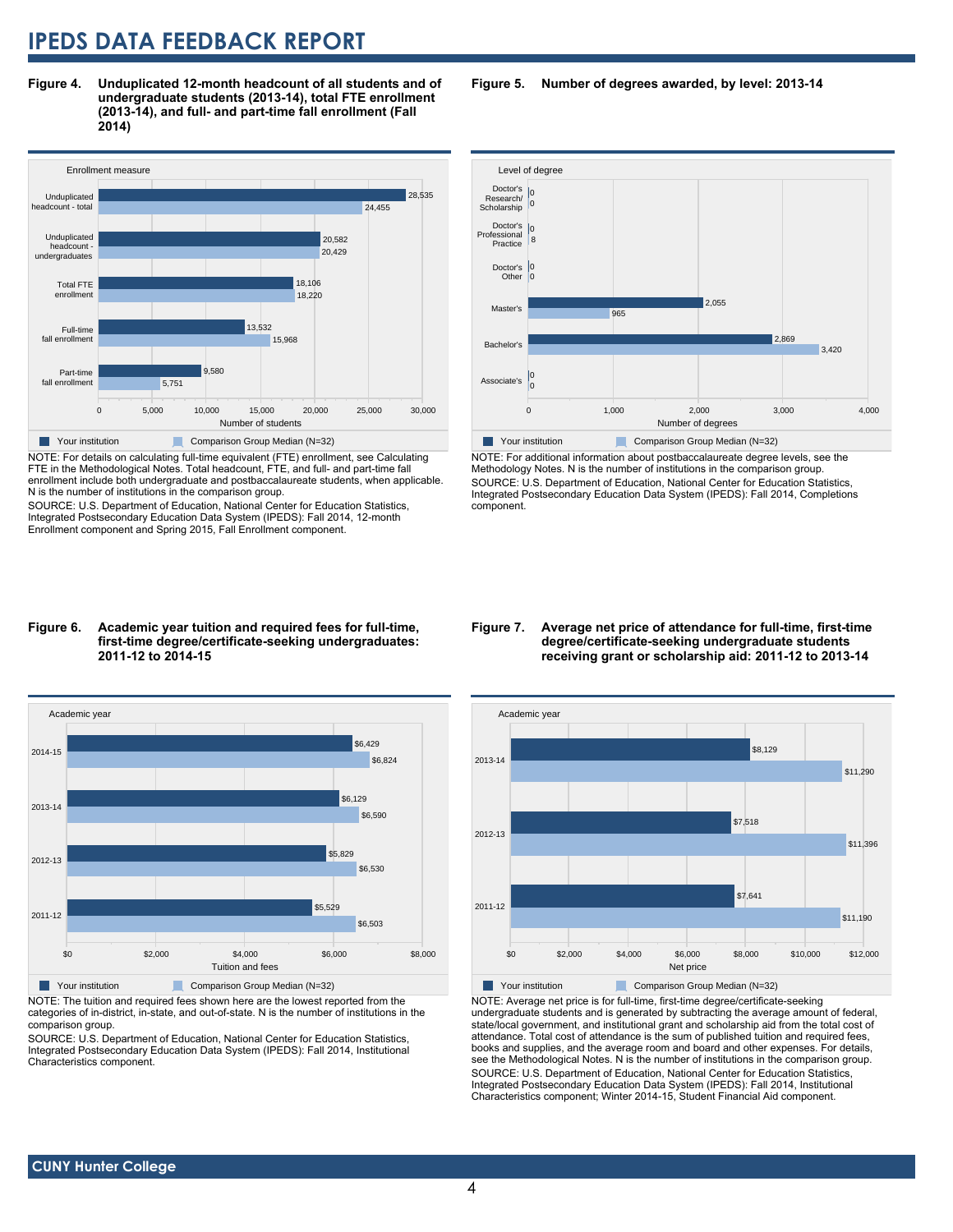# IPEDS DATA FEEDBACK REPORT

**Figure 4. Unduplicated 12-month headcount of all students and of undergraduate students (2013-14), total FTE enrollment (2013-14), and full- and part-time fall enrollment (Fall 2014)**

| Enrollment measure | Your institution | Comparison Group Median (N=32) |
|---|---|---|
| Unduplicated headcount - total | 28,535 | 24,455 |
| Unduplicated headcount - undergraduates | 20,582 | 20,429 |
| Total FTE enrollment | 18,106 | 18,220 |
| Full-time fall enrollment | 13,532 | 15,968 |
| Part-time fall enrollment | 9,580 | 5,751 |

NOTE: For details on calculating full-time equivalent (FTE) enrollment, see Calculating FTE in the Methodological Notes. Total headcount, FTE, and full- and part-time fall enrollment include both undergraduate and postbaccalaureate students, when applicable. N is the number of institutions in the comparison group.

SOURCE: U.S. Department of Education, National Center for Education Statistics, Integrated Postsecondary Education Data System (IPEDS): Fall 2014, 12-month Enrollment component and Spring 2015, Fall Enrollment component.

**Figure 5. Number of degrees awarded, by level: 2013-14**

| Level of degree | Your institution | Comparison Group Median (N=32) |
|---|---|---|
| Doctor's Research/ Scholarship | 0 | 0 |
| Doctor's Professional Practice | 0 | 8 |
| Doctor's Other | 0 | 0 |
| Master's | 2,055 | 965 |
| Bachelor's | 2,869 | 3,420 |
| Associate's | 0 | 0 |

NOTE: For additional information about postbaccalaureate degree levels, see the Methodology Notes. N is the number of institutions in the comparison group.

SOURCE: U.S. Department of Education, National Center for Education Statistics, Integrated Postsecondary Education Data System (IPEDS): Fall 2014, Completions component.

**Figure 6. Academic year tuition and required fees for full-time, first-time degree/certificate-seeking undergraduates: 2011-12 to 2014-15**

| Academic year | Your institution | Comparison Group Median (N=32) |
|---|---|---|
| 2014-15 | $6,429 | $6,824 |
| 2013-14 | $6,129 | $6,590 |
| 2012-13 | $5,829 | $6,530 |
| 2011-12 | $5,529 | $6,503 |

NOTE: The tuition and required fees shown here are the lowest reported from the categories of in-district, in-state, and out-of-state. N is the number of institutions in the comparison group.

SOURCE: U.S. Department of Education, National Center for Education Statistics, Integrated Postsecondary Education Data System (IPEDS): Fall 2014, Institutional Characteristics component.

**Figure 7. Average net price of attendance for full-time, first-time degree/certificate-seeking undergraduate students receiving grant or scholarship aid: 2011-12 to 2013-14**

| Academic year | Your institution | Comparison Group Median (N=32) |
|---|---|---|
| 2013-14 | $8,129 | $11,290 |
| 2012-13 | $7,518 | $11,396 |
| 2011-12 | $7,641 | $11,190 |

NOTE: Average net price is for full-time, first-time degree/certificate-seeking undergraduate students and is generated by subtracting the average amount of federal, state/local government, and institutional grant and scholarship aid from the total cost of attendance. Total cost of attendance is the sum of published tuition and required fees, books and supplies, and the average room and board and other expenses. For details, see the Methodological Notes. N is the number of institutions in the comparison group.

SOURCE: U.S. Department of Education, National Center for Education Statistics, Integrated Postsecondary Education Data System (IPEDS): Fall 2014, Institutional Characteristics component; Winter 2014-15, Student Financial Aid component.

CUNY Hunter College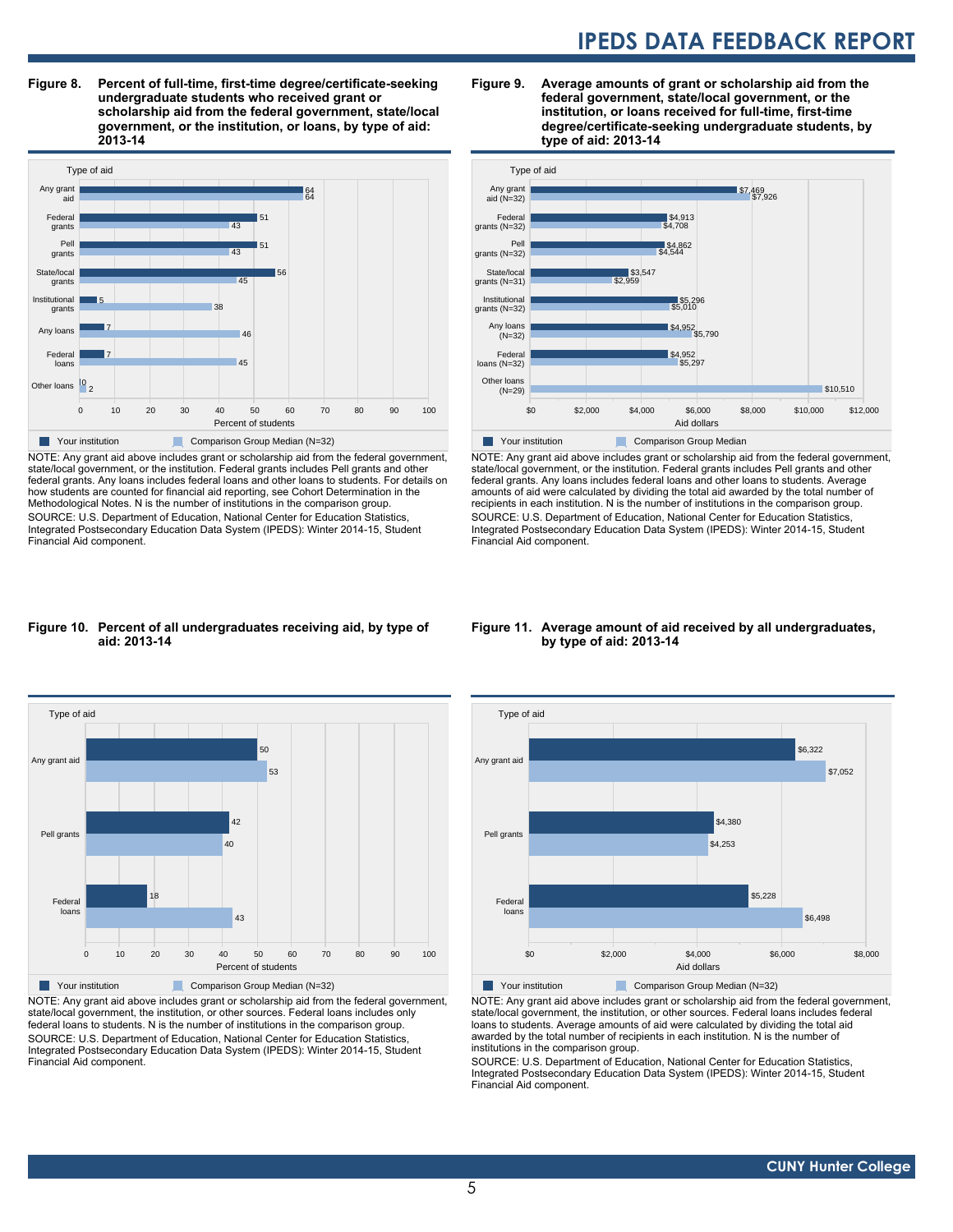**Figure 8. Percent of full-time, first-time degree/certificate-seeking undergraduate students who received grant or scholarship aid from the federal government, state/local government, or the institution, or loans, by type of aid: 2013-14**

| Type of aid | Your institution | Comparison Group Median (N=32) |
|---|---|---|
| Any grant aid | 64 | 64 |
| Federal grants | 51 | 43 |
| Pell grants | 51 | 43 |
| State/local grants | 56 | 45 |
| Institutional grants | 5 | 38 |
| Any loans | 7 | 46 |
| Federal loans | 7 | 45 |
| Other loans | 0 | 2 |

NOTE: Any grant aid above includes grant or scholarship aid from the federal government, state/local government, or the institution. Federal grants includes Pell grants and other federal grants. Any loans includes federal loans and other loans to students. For details on how students are counted for financial aid reporting, see Cohort Determination in the Methodological Notes. N is the number of institutions in the comparison group.

SOURCE: U.S. Department of Education, National Center for Education Statistics, Integrated Postsecondary Education Data System (IPEDS): Winter 2014-15, Student Financial Aid component.

**Figure 9. Average amounts of grant or scholarship aid from the federal government, state/local government, or the institution, or loans received for full-time, first-time degree/certificate-seeking undergraduate students, by type of aid: 2013-14**

| Type of aid | Your institution | Comparison Group Median |
|---|---|---|
| Any grant aid (N=32) | $7,469 | $7,926 |
| Federal grants (N=32) | $4,913 | $4,708 |
| Pell grants (N=32) | $4,862 | $4,544 |
| State/local grants (N=31) | $3,547 | $2,959 |
| Institutional grants (N=32) | $5,296 | $5,010 |
| Any loans (N=32) | $4,952 | $5,790 |
| Federal loans (N=32) | $4,952 | $5,297 |
| Other loans (N=29) | | $10,510 |

NOTE: Any grant aid above includes grant or scholarship aid from the federal government, state/local government, or the institution. Federal grants includes Pell grants and other federal grants. Any loans includes federal loans and other loans to students. Average amounts of aid were calculated by dividing the total aid awarded by the total number of recipients in each institution. N is the number of institutions in the comparison group.

SOURCE: U.S. Department of Education, National Center for Education Statistics, Integrated Postsecondary Education Data System (IPEDS): Winter 2014-15, Student Financial Aid component.

**Figure 10. Percent of all undergraduates receiving aid, by type of aid: 2013-14**

| Type of aid | Your institution | Comparison Group Median (N=32) |
|---|---|---|
| Any grant aid | 50 | 53 |
| Pell grants | 42 | 40 |
| Federal loans | 18 | 43 |

NOTE: Any grant aid above includes grant or scholarship aid from the federal government, state/local government, the institution, or other sources. Federal loans includes only federal loans to students. N is the number of institutions in the comparison group.

SOURCE: U.S. Department of Education, National Center for Education Statistics, Integrated Postsecondary Education Data System (IPEDS): Winter 2014-15, Student Financial Aid component.

**Figure 11. Average amount of aid received by all undergraduates, by type of aid: 2013-14**

| Type of aid | Your institution | Comparison Group Median (N=32) |
|---|---|---|
| Any grant aid | $6,322 | $7,052 |
| Pell grants | $4,380 | $4,253 |
| Federal loans | $5,228 | $6,498 |

NOTE: Any grant aid above includes grant or scholarship aid from the federal government, state/local government, the institution, or other sources. Federal loans includes federal loans to students. Average amounts of aid were calculated by dividing the total aid awarded by the total number of recipients in each institution. N is the number of institutions in the comparison group.

SOURCE: U.S. Department of Education, National Center for Education Statistics, Integrated Postsecondary Education Data System (IPEDS): Winter 2014-15, Student Financial Aid component.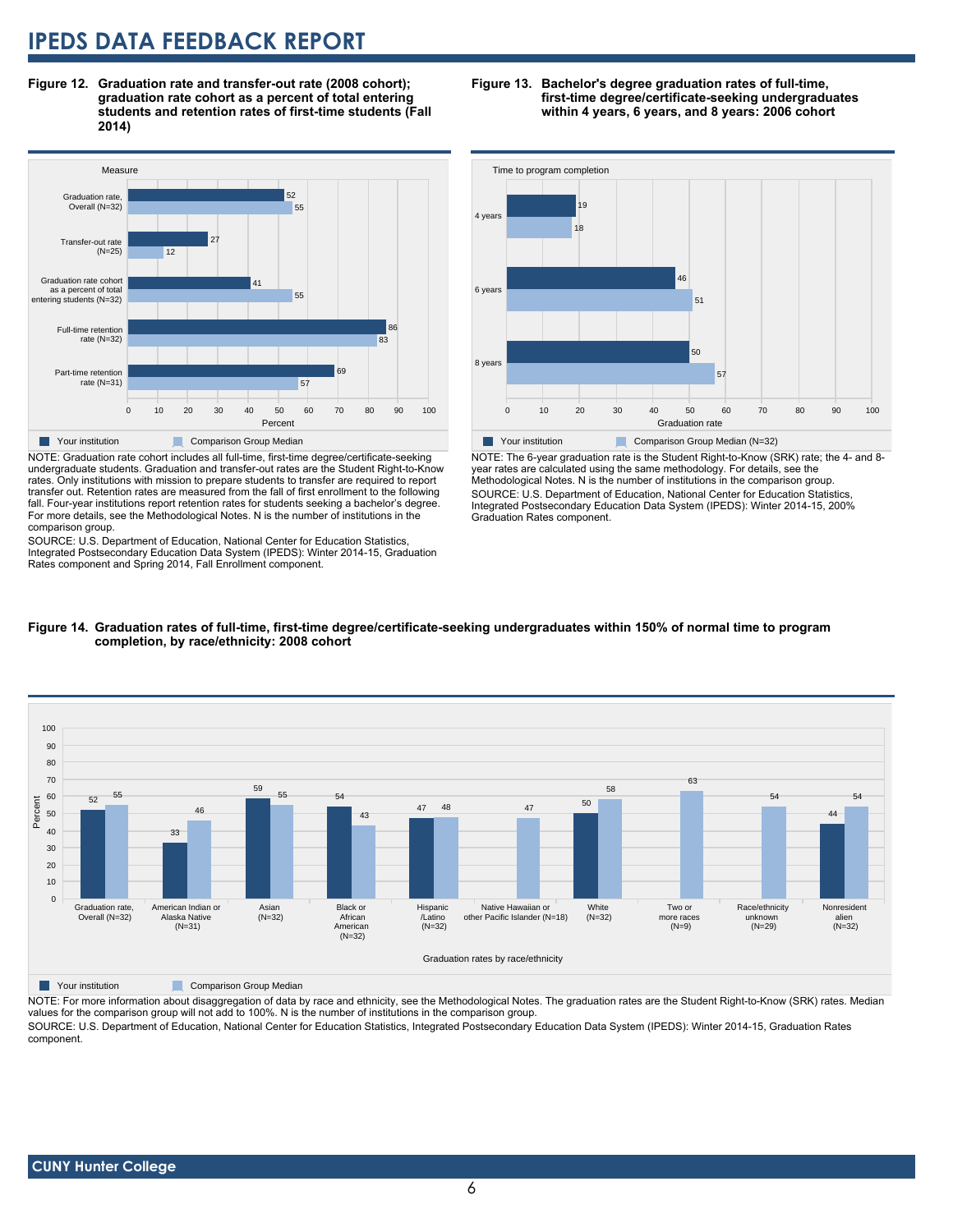**Figure 12. Graduation rate and transfer-out rate (2008 cohort); graduation rate cohort as a percent of total entering students and retention rates of first-time students (Fall 2014)**

| Measure | Your institution | Comparison Group Median |
|---|---|---|
| Graduation rate, Overall (N=32) | 52 | 55 |
| Transfer-out rate (N=25) | 27 | 12 |
| Graduation rate cohort as a percent of total entering students (N=32) | 41 | 55 |
| Full-time retention rate (N=32) | 86 | 83 |
| Part-time retention rate (N=31) | 69 | 57 |

NOTE: Graduation rate cohort includes all full-time, first-time degree/certificate-seeking undergraduate students. Graduation and transfer-out rates are the Student Right-to-Know rates. Only institutions with mission to prepare students to transfer are required to report transfer out. Retention rates are measured from the fall of first enrollment to the following fall. Four-year institutions report retention rates for students seeking a bachelor's degree. For more details, see the Methodological Notes. N is the number of institutions in the comparison group.

SOURCE: U.S. Department of Education, National Center for Education Statistics, Integrated Postsecondary Education Data System (IPEDS): Winter 2014-15, Graduation Rates component and Spring 2014, Fall Enrollment component.

**Figure 13. Bachelor's degree graduation rates of full-time, first-time degree/certificate-seeking undergraduates within 4 years, 6 years, and 8 years: 2006 cohort**

| Time to program completion | Your institution | Comparison Group Median (N=32) |
|---|---|---|
| 4 years | 19 | 18 |
| 6 years | 46 | 51 |
| 8 years | 50 | 57 |

NOTE: The 6-year graduation rate is the Student Right-to-Know (SRK) rate; the 4- and 8-year rates are calculated using the same methodology. For details, see the Methodological Notes. N is the number of institutions in the comparison group.

SOURCE: U.S. Department of Education, National Center for Education Statistics, Integrated Postsecondary Education Data System (IPEDS): Winter 2014-15, 200% Graduation Rates component.

**Figure 14. Graduation rates of full-time, first-time degree/certificate-seeking undergraduates within 150% of normal time to program completion, by race/ethnicity: 2008 cohort**

| Graduation rates by race/ethnicity | Your institution | Comparison Group Median |
|---|---|---|
| Graduation rate, Overall (N=32) | 52 | 55 |
| American Indian or Alaska Native (N=31) | 33 | 46 |
| Asian (N=32) | 59 | 55 |
| Black or African American (N=32) | 54 | 43 |
| Hispanic /Latino (N=32) | 47 | 48 |
| Native Hawaiian or other Pacific Islander (N=18) | | 47 |
| White (N=32) | 50 | 58 |
| Two or more races (N=9) | | 63 |
| Race/ethnicity unknown (N=29) | | 54 |
| Nonresident alien (N=32) | 44 | 54 |

NOTE: For more information about disaggregation of data by race and ethnicity, see the Methodological Notes. The graduation rates are the Student Right-to-Know (SRK) rates. Median values for the comparison group will not add to 100%. N is the number of institutions in the comparison group.

SOURCE: U.S. Department of Education, National Center for Education Statistics, Integrated Postsecondary Education Data System (IPEDS): Winter 2014-15, Graduation Rates component.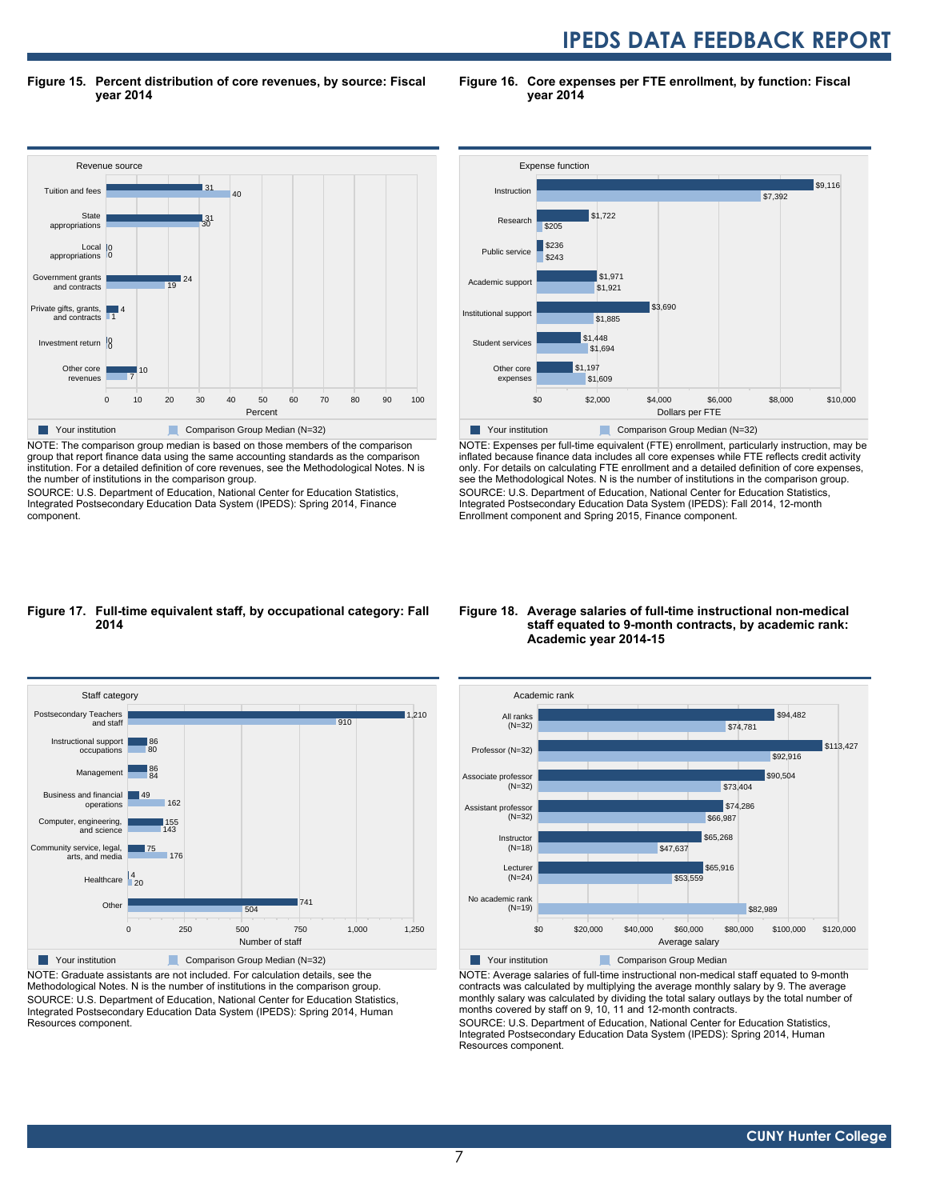**Figure 15. Percent distribution of core revenues, by source: Fiscal year 2014**

| Revenue source | Your institution | Comparison Group Median (N=32) |
|---|---|---|
| Tuition and fees | 31 | 40 |
| State appropriations | 31 | 30 |
| Local appropriations | 0 | 0 |
| Government grants and contracts | 24 | 19 |
| Private gifts, grants, and contracts | 4 | 1 |
| Investment return | 0 | 0 |
| Other core revenues | 10 | 7 |

NOTE: The comparison group median is based on those members of the comparison group that report finance data using the same accounting standards as the comparison institution. For a detailed definition of core revenues, see the Methodological Notes. N is the number of institutions in the comparison group.
SOURCE: U.S. Department of Education, National Center for Education Statistics, Integrated Postsecondary Education Data System (IPEDS): Spring 2014, Finance component.

**Figure 16. Core expenses per FTE enrollment, by function: Fiscal year 2014**

| Expense function | Your institution | Comparison Group Median (N=32) |
|---|---|---|
| Instruction | $9,116 | $7,392 |
| Research | $1,722 | $205 |
| Public service | $236 | $243 |
| Academic support | $1,971 | $1,921 |
| Institutional support | $3,690 | $1,885 |
| Student services | $1,448 | $1,694 |
| Other core expenses | $1,197 | $1,609 |

NOTE: Expenses per full-time equivalent (FTE) enrollment, particularly instruction, may be inflated because finance data includes all core expenses while FTE reflects credit activity only. For details on calculating FTE enrollment and a detailed definition of core expenses, see the Methodological Notes. N is the number of institutions in the comparison group.
SOURCE: U.S. Department of Education, National Center for Education Statistics, Integrated Postsecondary Education Data System (IPEDS): Fall 2014, 12-month Enrollment component and Spring 2015, Finance component.

**Figure 17. Full-time equivalent staff, by occupational category: Fall 2014**

| Staff category | Your institution | Comparison Group Median (N=32) |
|---|---|---|
| Postsecondary Teachers and staff | 1,210 | 910 |
| Instructional support occupations | 86 | 80 |
| Management | 86 | 84 |
| Business and financial operations | 49 | 162 |
| Computer, engineering, and science | 155 | 143 |
| Community service, legal, arts, and media | 75 | 176 |
| Healthcare | 4 | 20 |
| Other | 741 | 504 |

NOTE: Graduate assistants are not included. For calculation details, see the Methodological Notes. N is the number of institutions in the comparison group.
SOURCE: U.S. Department of Education, National Center for Education Statistics, Integrated Postsecondary Education Data System (IPEDS): Spring 2014, Human Resources component.

**Figure 18. Average salaries of full-time instructional non-medical staff equated to 9-month contracts, by academic rank: Academic year 2014-15**

| Academic rank | Your institution | Comparison Group Median |
|---|---|---|
| All ranks (N=32) | $94,482 | $74,781 |
| Professor (N=32) | $113,427 | $92,916 |
| Associate professor (N=32) | $90,504 | $73,404 |
| Assistant professor (N=32) | $74,286 | $66,987 |
| Instructor (N=18) | $65,268 | $47,637 |
| Lecturer (N=24) | $65,916 | $53,559 |
| No academic rank (N=19) | | $82,989 |

NOTE: Average salaries of full-time instructional non-medical staff equated to 9-month contracts was calculated by multiplying the average monthly salary by 9. The average monthly salary was calculated by dividing the total salary outlays by the total number of months covered by staff on 9, 10, 11 and 12-month contracts.
SOURCE: U.S. Department of Education, National Center for Education Statistics, Integrated Postsecondary Education Data System (IPEDS): Spring 2014, Human Resources component.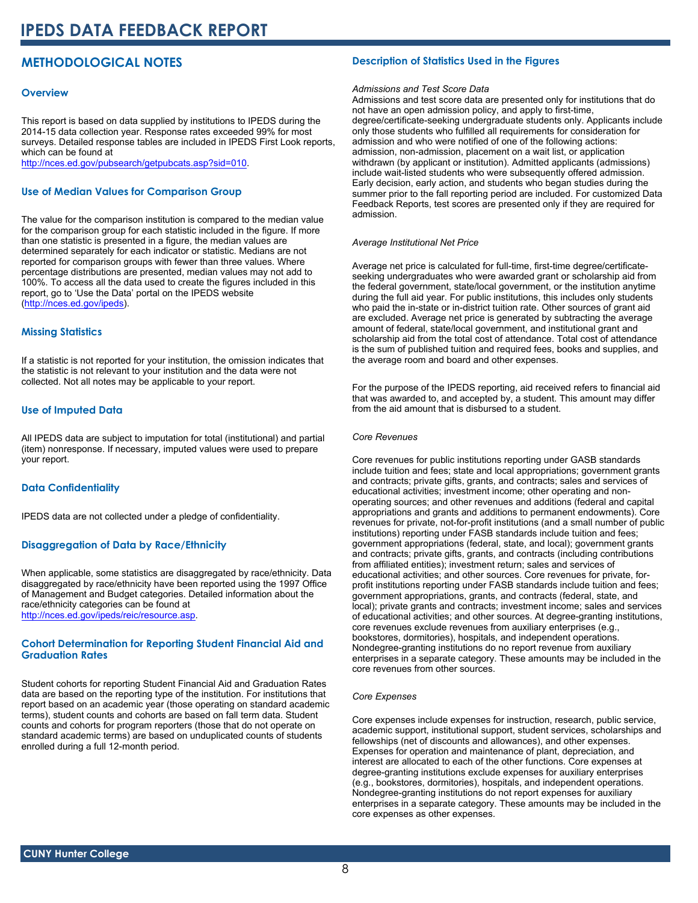# IPEDS DATA FEEDBACK REPORT

## METHODOLOGICAL NOTES

### Overview

This report is based on data supplied by institutions to IPEDS during the 2014-15 data collection year. Response rates exceeded 99% for most surveys. Detailed response tables are included in IPEDS First Look reports, which can be found at http://nces.ed.gov/pubsearch/getpubcats.asp?sid=010.

### Use of Median Values for Comparison Group

The value for the comparison institution is compared to the median value for the comparison group for each statistic included in the figure. If more than one statistic is presented in a figure, the median values are determined separately for each indicator or statistic. Medians are not reported for comparison groups with fewer than three values. Where percentage distributions are presented, median values may not add to 100%. To access all the data used to create the figures included in this report, go to 'Use the Data' portal on the IPEDS website (http://nces.ed.gov/ipeds).

### Missing Statistics

If a statistic is not reported for your institution, the omission indicates that the statistic is not relevant to your institution and the data were not collected. Not all notes may be applicable to your report.

### Use of Imputed Data

All IPEDS data are subject to imputation for total (institutional) and partial (item) nonresponse. If necessary, imputed values were used to prepare your report.

### Data Confidentiality

IPEDS data are not collected under a pledge of confidentiality.

### Disaggregation of Data by Race/Ethnicity

When applicable, some statistics are disaggregated by race/ethnicity. Data disaggregated by race/ethnicity have been reported using the 1997 Office of Management and Budget categories. Detailed information about the race/ethnicity categories can be found at http://nces.ed.gov/ipeds/reic/resource.asp.

### Cohort Determination for Reporting Student Financial Aid and Graduation Rates

Student cohorts for reporting Student Financial Aid and Graduation Rates data are based on the reporting type of the institution. For institutions that report based on an academic year (those operating on standard academic terms), student counts and cohorts are based on fall term data. Student counts and cohorts for program reporters (those that do not operate on standard academic terms) are based on unduplicated counts of students enrolled during a full 12-month period.

### Description of Statistics Used in the Figures

*Admissions and Test Score Data*

Admissions and test score data are presented only for institutions that do not have an open admission policy, and apply to first-time, degree/certificate-seeking undergraduate students only. Applicants include only those students who fulfilled all requirements for consideration for admission and who were notified of one of the following actions: admission, non-admission, placement on a wait list, or application withdrawn (by applicant or institution). Admitted applicants (admissions) include wait-listed students who were subsequently offered admission. Early decision, early action, and students who began studies during the summer prior to the fall reporting period are included. For customized Data Feedback Reports, test scores are presented only if they are required for admission.

*Average Institutional Net Price*

Average net price is calculated for full-time, first-time degree/certificate-seeking undergraduates who were awarded grant or scholarship aid from the federal government, state/local government, or the institution anytime during the full aid year. For public institutions, this includes only students who paid the in-state or in-district tuition rate. Other sources of grant aid are excluded. Average net price is generated by subtracting the average amount of federal, state/local government, and institutional grant and scholarship aid from the total cost of attendance. Total cost of attendance is the sum of published tuition and required fees, books and supplies, and the average room and board and other expenses.

For the purpose of the IPEDS reporting, aid received refers to financial aid that was awarded to, and accepted by, a student. This amount may differ from the aid amount that is disbursed to a student.

*Core Revenues*

Core revenues for public institutions reporting under GASB standards include tuition and fees; state and local appropriations; government grants and contracts; private gifts, grants, and contracts; sales and services of educational activities; investment income; other operating and non-operating sources; and other revenues and additions (federal and capital appropriations and grants and additions to permanent endowments). Core revenues for private, not-for-profit institutions (and a small number of public institutions) reporting under FASB standards include tuition and fees; government appropriations (federal, state, and local); government grants and contracts; private gifts, grants, and contracts (including contributions from affiliated entities); investment return; sales and services of educational activities; and other sources. Core revenues for private, for-profit institutions reporting under FASB standards include tuition and fees; government appropriations, grants, and contracts (federal, state, and local); private grants and contracts; investment income; sales and services of educational activities; and other sources. At degree-granting institutions, core revenues exclude revenues from auxiliary enterprises (e.g., bookstores, dormitories), hospitals, and independent operations. Nondegree-granting institutions do no report revenue from auxiliary enterprises in a separate category. These amounts may be included in the core revenues from other sources.

*Core Expenses*

Core expenses include expenses for instruction, research, public service, academic support, institutional support, student services, scholarships and fellowships (net of discounts and allowances), and other expenses. Expenses for operation and maintenance of plant, depreciation, and interest are allocated to each of the other functions. Core expenses at degree-granting institutions exclude expenses for auxiliary enterprises (e.g., bookstores, dormitories), hospitals, and independent operations. Nondegree-granting institutions do not report expenses for auxiliary enterprises in a separate category. These amounts may be included in the core expenses as other expenses.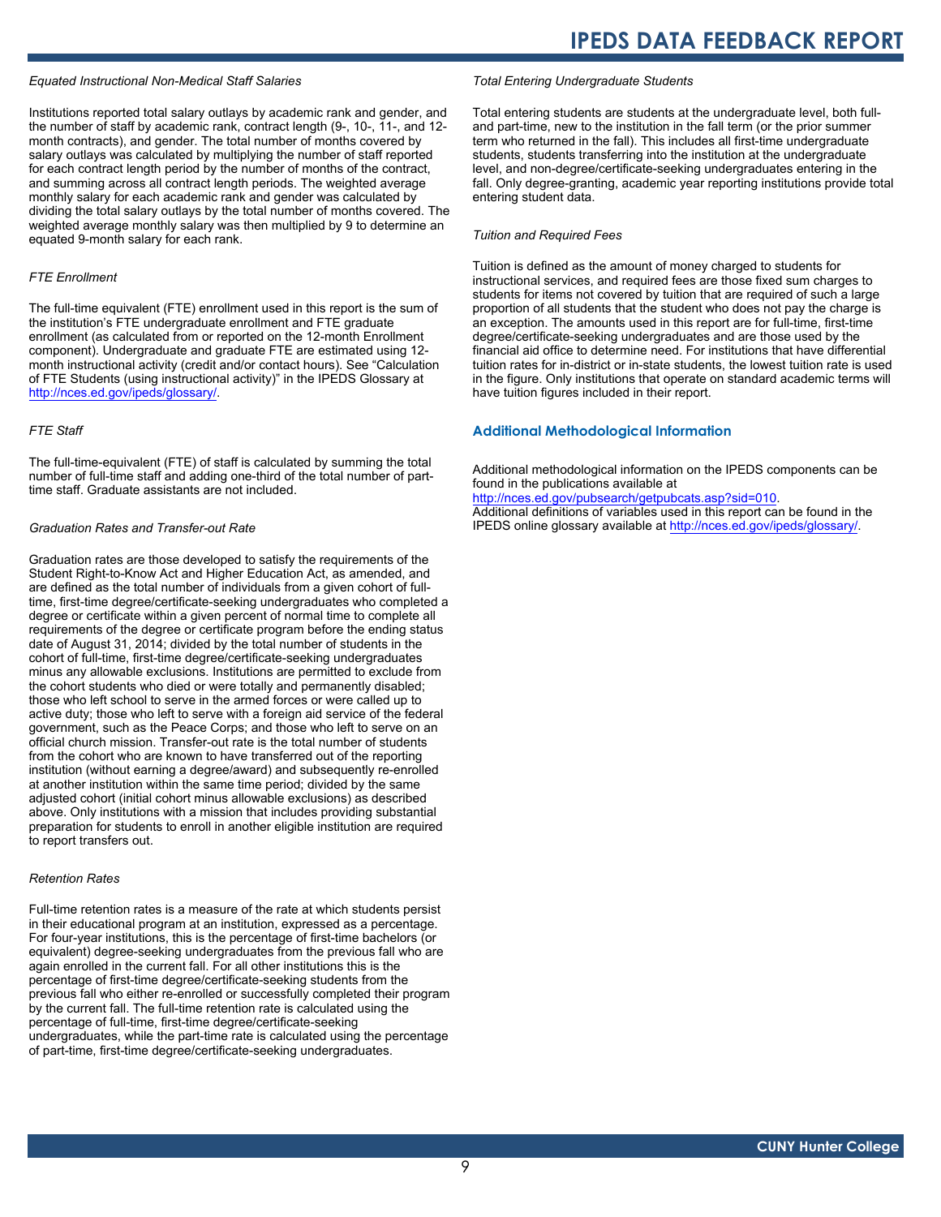*Equated Instructional Non-Medical Staff Salaries*

Institutions reported total salary outlays by academic rank and gender, and the number of staff by academic rank, contract length (9-, 10-, 11-, and 12-month contracts), and gender. The total number of months covered by salary outlays was calculated by multiplying the number of staff reported for each contract length period by the number of months of the contract, and summing across all contract length periods. The weighted average monthly salary for each academic rank and gender was calculated by dividing the total salary outlays by the total number of months covered. The weighted average monthly salary was then multiplied by 9 to determine an equated 9-month salary for each rank.

*FTE Enrollment*

The full-time equivalent (FTE) enrollment used in this report is the sum of the institution's FTE undergraduate enrollment and FTE graduate enrollment (as calculated from or reported on the 12-month Enrollment component). Undergraduate and graduate FTE are estimated using 12-month instructional activity (credit and/or contact hours). See "Calculation of FTE Students (using instructional activity)" in the IPEDS Glossary at http://nces.ed.gov/ipeds/glossary/.

*FTE Staff*

The full-time-equivalent (FTE) of staff is calculated by summing the total number of full-time staff and adding one-third of the total number of part-time staff. Graduate assistants are not included.

*Graduation Rates and Transfer-out Rate*

Graduation rates are those developed to satisfy the requirements of the Student Right-to-Know Act and Higher Education Act, as amended, and are defined as the total number of individuals from a given cohort of full-time, first-time degree/certificate-seeking undergraduates who completed a degree or certificate within a given percent of normal time to complete all requirements of the degree or certificate program before the ending status date of August 31, 2014; divided by the total number of students in the cohort of full-time, first-time degree/certificate-seeking undergraduates minus any allowable exclusions. Institutions are permitted to exclude from the cohort students who died or were totally and permanently disabled; those who left school to serve in the armed forces or were called up to active duty; those who left to serve with a foreign aid service of the federal government, such as the Peace Corps; and those who left to serve on an official church mission. Transfer-out rate is the total number of students from the cohort who are known to have transferred out of the reporting institution (without earning a degree/award) and subsequently re-enrolled at another institution within the same time period; divided by the same adjusted cohort (initial cohort minus allowable exclusions) as described above. Only institutions with a mission that includes providing substantial preparation for students to enroll in another eligible institution are required to report transfers out.

*Retention Rates*

Full-time retention rates is a measure of the rate at which students persist in their educational program at an institution, expressed as a percentage. For four-year institutions, this is the percentage of first-time bachelors (or equivalent) degree-seeking undergraduates from the previous fall who are again enrolled in the current fall. For all other institutions this is the percentage of first-time degree/certificate-seeking students from the previous fall who either re-enrolled or successfully completed their program by the current fall. The full-time retention rate is calculated using the percentage of full-time, first-time degree/certificate-seeking undergraduates, while the part-time rate is calculated using the percentage of part-time, first-time degree/certificate-seeking undergraduates.

*Total Entering Undergraduate Students*

Total entering students are students at the undergraduate level, both full- and part-time, new to the institution in the fall term (or the prior summer term who returned in the fall). This includes all first-time undergraduate students, students transferring into the institution at the undergraduate level, and non-degree/certificate-seeking undergraduates entering in the fall. Only degree-granting, academic year reporting institutions provide total entering student data.

*Tuition and Required Fees*

Tuition is defined as the amount of money charged to students for instructional services, and required fees are those fixed sum charges to students for items not covered by tuition that are required of such a large proportion of all students that the student who does not pay the charge is an exception. The amounts used in this report are for full-time, first-time degree/certificate-seeking undergraduates and are those used by the financial aid office to determine need. For institutions that have differential tuition rates for in-district or in-state students, the lowest tuition rate is used in the figure. Only institutions that operate on standard academic terms will have tuition figures included in their report.

## Additional Methodological Information

Additional methodological information on the IPEDS components can be found in the publications available at http://nces.ed.gov/pubsearch/getpubcats.asp?sid=010.
Additional definitions of variables used in this report can be found in the IPEDS online glossary available at http://nces.ed.gov/ipeds/glossary/.